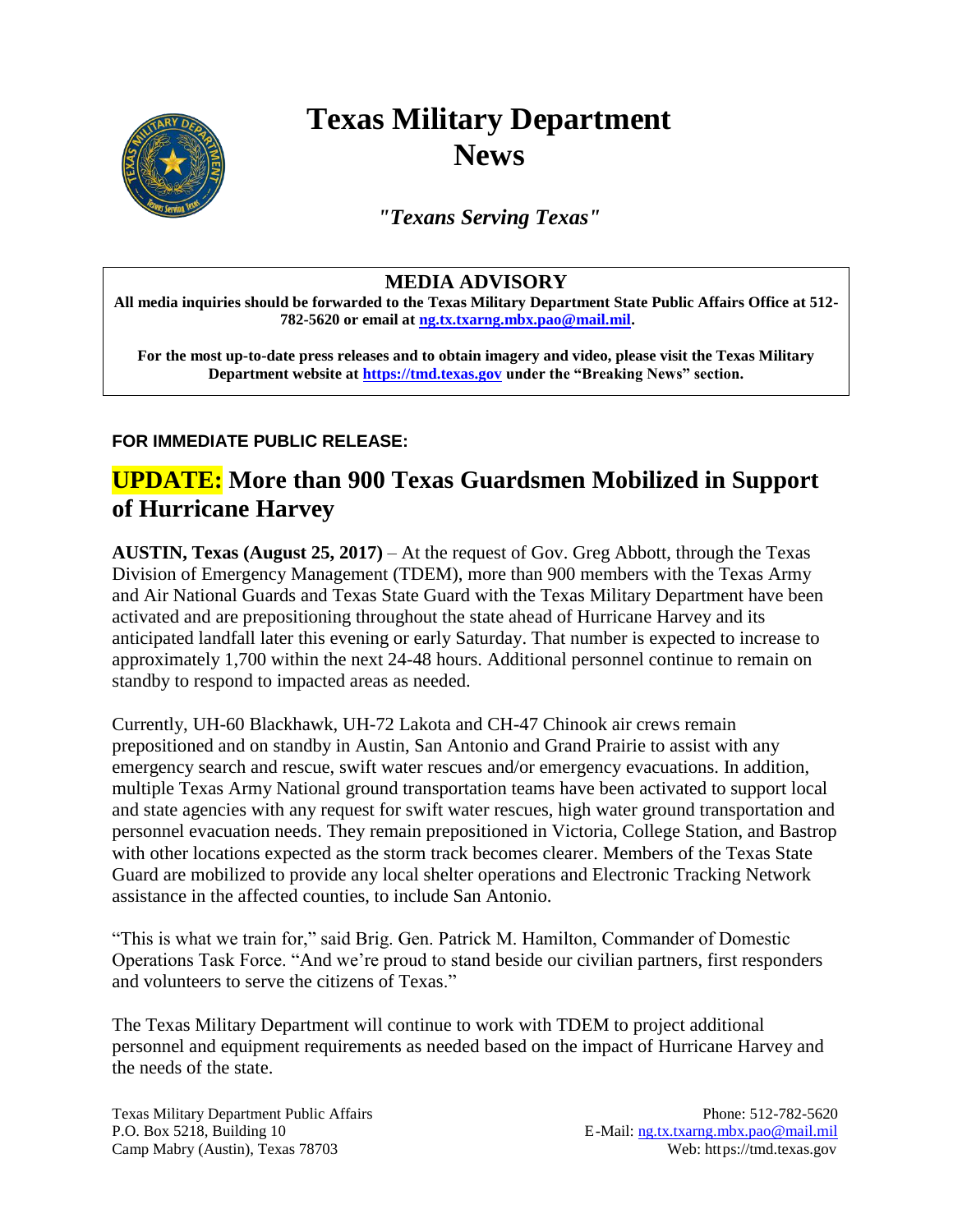# Texas Military Department News

*"Texans Serving Texas"*

**MEDIA ADVISORY**

**All media inquiries should be forwarded to the Texas Military Department State Public Affairs Office at 512-782-5620 or email at ng.tx.txarng.mbx.pao@mail.mil.**

**For the most up-to-date press releases and to obtain imagery and video, please visit the Texas Military Department website at https://tmd.texas.gov under the "Breaking News" section.**

**FOR IMMEDIATE PUBLIC RELEASE:**

## UPDATE: More than 900 Texas Guardsmen Mobilized in Support of Hurricane Harvey

**AUSTIN, Texas (August 25, 2017)** – At the request of Gov. Greg Abbott, through the Texas Division of Emergency Management (TDEM), more than 900 members with the Texas Army and Air National Guards and Texas State Guard with the Texas Military Department have been activated and are prepositioning throughout the state ahead of Hurricane Harvey and its anticipated landfall later this evening or early Saturday. That number is expected to increase to approximately 1,700 within the next 24-48 hours. Additional personnel continue to remain on standby to respond to impacted areas as needed.

Currently, UH-60 Blackhawk, UH-72 Lakota and CH-47 Chinook air crews remain prepositioned and on standby in Austin, San Antonio and Grand Prairie to assist with any emergency search and rescue, swift water rescues and/or emergency evacuations. In addition, multiple Texas Army National ground transportation teams have been activated to support local and state agencies with any request for swift water rescues, high water ground transportation and personnel evacuation needs. They remain prepositioned in Victoria, College Station, and Bastrop with other locations expected as the storm track becomes clearer. Members of the Texas State Guard are mobilized to provide any local shelter operations and Electronic Tracking Network assistance in the affected counties, to include San Antonio.

"This is what we train for," said Brig. Gen. Patrick M. Hamilton, Commander of Domestic Operations Task Force. "And we're proud to stand beside our civilian partners, first responders and volunteers to serve the citizens of Texas."

The Texas Military Department will continue to work with TDEM to project additional personnel and equipment requirements as needed based on the impact of Hurricane Harvey and the needs of the state.

Texas Military Department Public Affairs
P.O. Box 5218, Building 10
Camp Mabry (Austin), Texas 78703

Phone: 512-782-5620
E-Mail: ng.tx.txarng.mbx.pao@mail.mil
Web: https://tmd.texas.gov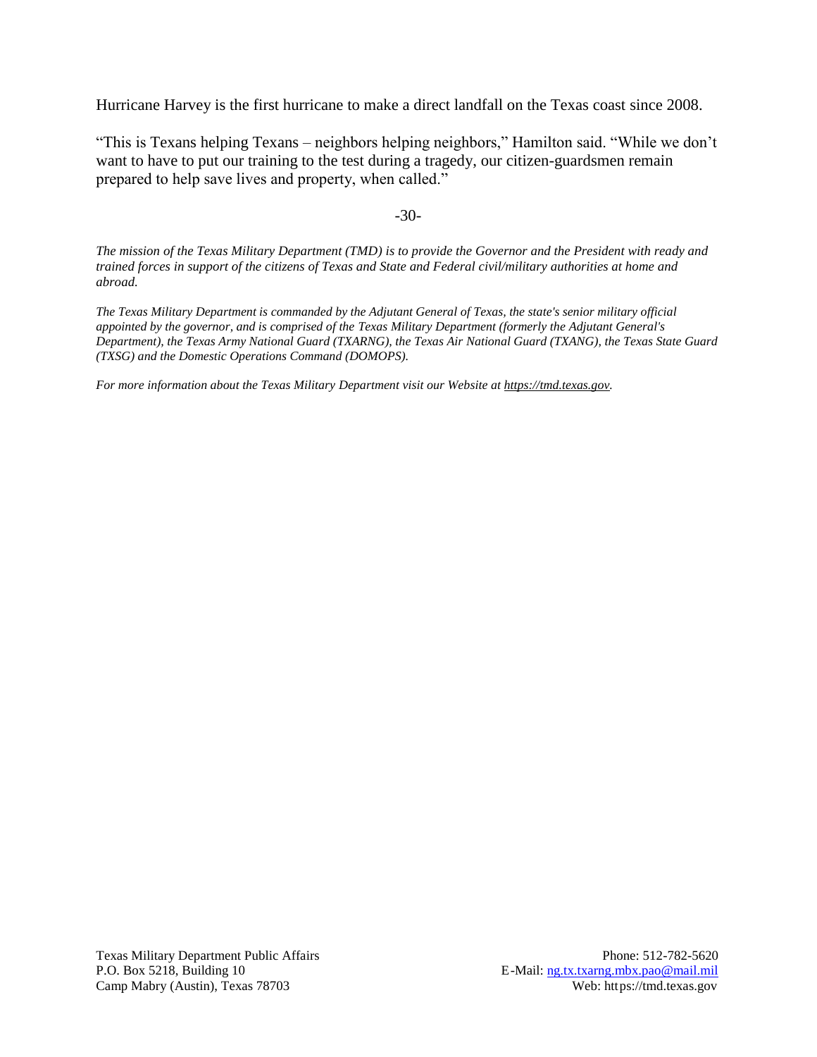Hurricane Harvey is the first hurricane to make a direct landfall on the Texas coast since 2008.

"This is Texans helping Texans – neighbors helping neighbors," Hamilton said. "While we don't want to have to put our training to the test during a tragedy, our citizen-guardsmen remain prepared to help save lives and property, when called."

-30-

*The mission of the Texas Military Department (TMD) is to provide the Governor and the President with ready and trained forces in support of the citizens of Texas and State and Federal civil/military authorities at home and abroad.*

*The Texas Military Department is commanded by the Adjutant General of Texas, the state's senior military official appointed by the governor, and is comprised of the Texas Military Department (formerly the Adjutant General's Department), the Texas Army National Guard (TXARNG), the Texas Air National Guard (TXANG), the Texas State Guard (TXSG) and the Domestic Operations Command (DOMOPS).*

*For more information about the Texas Military Department visit our Website at https://tmd.texas.gov.*

Texas Military Department Public Affairs
P.O. Box 5218, Building 10
Camp Mabry (Austin), Texas 78703

Phone: 512-782-5620
E-Mail: ng.tx.txarng.mbx.pao@mail.mil
Web: https://tmd.texas.gov